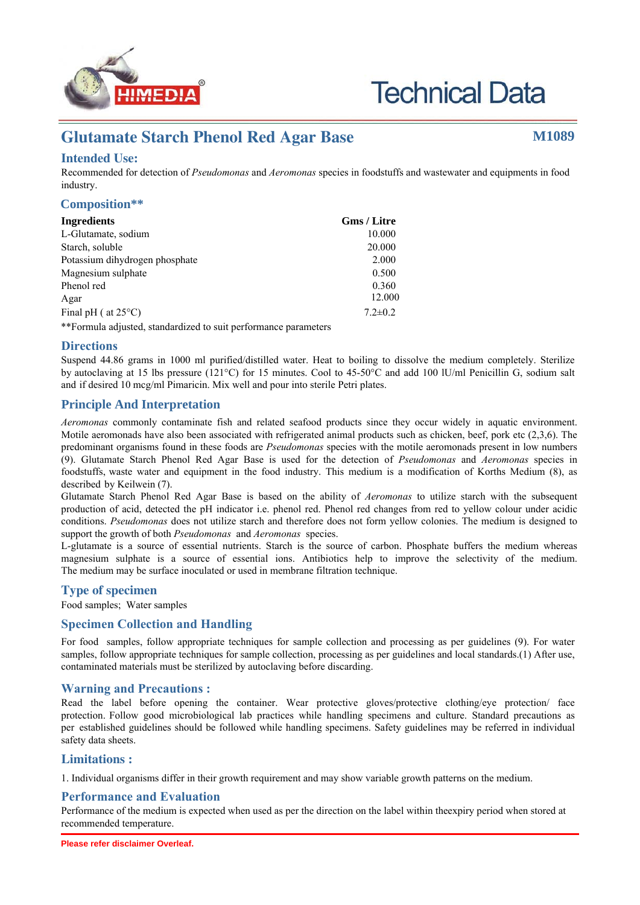# Technical Data

## Glutamate Starch Phenol Red Agar Base

**M1089**

### Intended Use:

Recommended for detection of *Pseudomonas* and *Aeromonas* species in foodstuffs and wastewater and equipments in food industry.

### Composition**

| Ingredients | Gms / Litre |
|---|---|
| L-Glutamate, sodium | 10.000 |
| Starch, soluble | 20.000 |
| Potassium dihydrogen phosphate | 2.000 |
| Magnesium sulphate | 0.500 |
| Phenol red | 0.360 |
| Agar | 12.000 |
| Final pH ( at 25°C) | 7.2±0.2 |

**Formula adjusted, standardized to suit performance parameters

### Directions

Suspend 44.86 grams in 1000 ml purified/distilled water. Heat to boiling to dissolve the medium completely. Sterilize by autoclaving at 15 lbs pressure (121°C) for 15 minutes. Cool to 45-50°C and add 100 IU/ml Penicillin G, sodium salt and if desired 10 mcg/ml Pimaricin. Mix well and pour into sterile Petri plates.

### Principle And Interpretation

*Aeromonas* commonly contaminate fish and related seafood products since they occur widely in aquatic environment. Motile aeromonads have also been associated with refrigerated animal products such as chicken, beef, pork etc (2,3,6). The predominant organisms found in these foods are *Pseudomonas* species with the motile aeromonads present in low numbers (9). Glutamate Starch Phenol Red Agar Base is used for the detection of *Pseudomonas* and *Aeromonas* species in foodstuffs, waste water and equipment in the food industry. This medium is a modification of Korths Medium (8), as described by Keilwein (7).

Glutamate Starch Phenol Red Agar Base is based on the ability of *Aeromonas* to utilize starch with the subsequent production of acid, detected the pH indicator i.e. phenol red. Phenol red changes from red to yellow colour under acidic conditions. *Pseudomonas* does not utilize starch and therefore does not form yellow colonies. The medium is designed to support the growth of both *Pseudomonas* and *Aeromonas* species.

L-glutamate is a source of essential nutrients. Starch is the source of carbon. Phosphate buffers the medium whereas magnesium sulphate is a source of essential ions. Antibiotics help to improve the selectivity of the medium. The medium may be surface inoculated or used in membrane filtration technique.

### Type of specimen

Food samples; Water samples

### Specimen Collection and Handling

For food samples, follow appropriate techniques for sample collection and processing as per guidelines (9). For water samples, follow appropriate techniques for sample collection, processing as per guidelines and local standards.(1) After use, contaminated materials must be sterilized by autoclaving before discarding.

### Warning and Precautions :

Read the label before opening the container. Wear protective gloves/protective clothing/eye protection/ face protection. Follow good microbiological lab practices while handling specimens and culture. Standard precautions as per established guidelines should be followed while handling specimens. Safety guidelines may be referred in individual safety data sheets.

### Limitations :

1. Individual organisms differ in their growth requirement and may show variable growth patterns on the medium.

### Performance and Evaluation

Performance of the medium is expected when used as per the direction on the label within theexpiry period when stored at recommended temperature.

**Please refer disclaimer Overleaf.**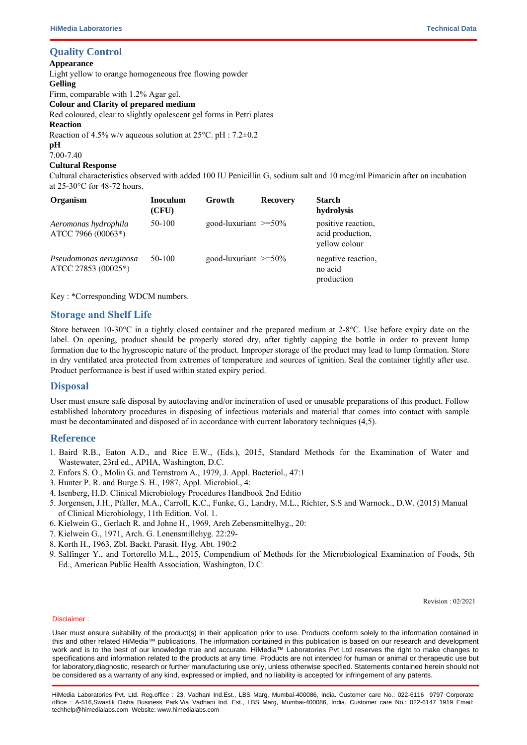## Quality Control

**Appearance**

Light yellow to orange homogeneous free flowing powder

**Gelling**

Firm, comparable with 1.2% Agar gel.

**Colour and Clarity of prepared medium**

Red coloured, clear to slightly opalescent gel forms in Petri plates

**Reaction**

Reaction of 4.5% w/v aqueous solution at 25°C. pH : 7.2±0.2

**pH**

7.00-7.40

**Cultural Response**

Cultural characteristics observed with added 100 IU Penicillin G, sodium salt and 10 mcg/ml Pimaricin after an incubation at 25-30°C for 48-72 hours.

| Organism | Inoculum (CFU) | Growth | Recovery | Starch hydrolysis |
|---|---|---|---|---|
| *Aeromonas hydrophila* ATCC 7966 (00063*) | 50-100 | good-luxuriant | >=50% | positive reaction, acid production, yellow colour |
| *Pseudomonas aeruginosa* ATCC 27853 (00025*) | 50-100 | good-luxuriant | >=50% | negative reaction, no acid production |

Key : *Corresponding WDCM numbers.

## Storage and Shelf Life

Store between 10-30°C in a tightly closed container and the prepared medium at 2-8°C. Use before expiry date on the label. On opening, product should be properly stored dry, after tightly capping the bottle in order to prevent lump formation due to the hygroscopic nature of the product. Improper storage of the product may lead to lump formation. Store in dry ventilated area protected from extremes of temperature and sources of ignition. Seal the container tightly after use. Product performance is best if used within stated expiry period.

## Disposal

User must ensure safe disposal by autoclaving and/or incineration of used or unusable preparations of this product. Follow established laboratory procedures in disposing of infectious materials and material that comes into contact with sample must be decontaminated and disposed of in accordance with current laboratory techniques (4,5).

## Reference

1. Baird R.B., Eaton A.D., and Rice E.W., (Eds.), 2015, Standard Methods for the Examination of Water and Wastewater, 23rd ed., APHA, Washington, D.C.
2. Enfors S. O., Molin G. and Ternstrom A., 1979, J. Appl. Bacteriol., 47:1
3. Hunter P. R. and Burge S. H., 1987, Appl. Microbiol., 4:
4. Isenberg, H.D. Clinical Microbiology Procedures Handbook 2nd Editio
5. Jorgensen, J.H., Pfaller, M.A., Carroll, K.C., Funke, G., Landry, M.L., Richter, S.S and Warnock., D.W. (2015) Manual of Clinical Microbiology, 11th Edition. Vol. 1.
6. Kielwein G., Gerlach R. and Johne H., 1969, Areh Zebensmittelhyg., 20:
7. Kielwein G., 1971, Arch. G. Lenensmillehyg. 22:29-
8. Korth H., 1963, Zbl. Backt. Parasit. Hyg. Abt. 190:2
9. Salfinger Y., and Tortorello M.L., 2015, Compendium of Methods for the Microbiological Examination of Foods, 5th Ed., American Public Health Association, Washington, D.C.

Revision : 02/2021

Disclaimer :

User must ensure suitability of the product(s) in their application prior to use. Products conform solely to the information contained in this and other related HiMedia™ publications. The information contained in this publication is based on our research and development work and is to the best of our knowledge true and accurate. HiMedia™ Laboratories Pvt Ltd reserves the right to make changes to specifications and information related to the products at any time. Products are not intended for human or animal or therapeutic use but for laboratory,diagnostic, research or further manufacturing use only, unless otherwise specified. Statements contained herein should not be considered as a warranty of any kind, expressed or implied, and no liability is accepted for infringement of any patents.

HiMedia Laboratories Pvt. Ltd. Reg.office : 23, Vadhani Ind.Est., LBS Marg, Mumbai-400086, India. Customer care No.: 022-6116 9797 Corporate office : A-516,Swastik Disha Business Park,Via Vadhani Ind. Est., LBS Marg, Mumbai-400086, India. Customer care No.: 022-6147 1919 Email: techhelp@himedialabs.com Website: www.himedialabs.com